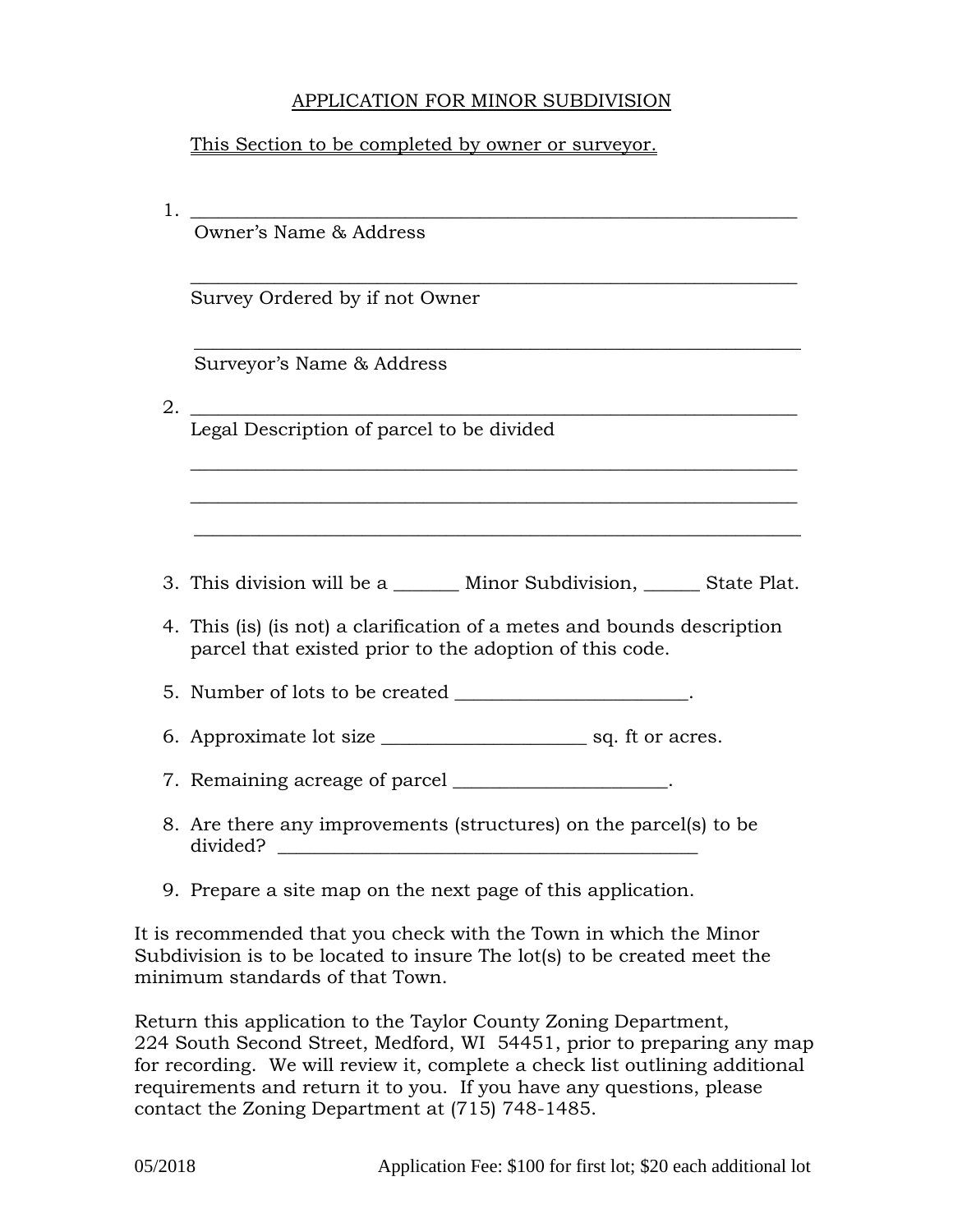# APPLICATION FOR MINOR SUBDIVISION

This Section to be completed by owner or surveyor.

1. \_\_\_\_\_\_\_\_\_\_\_\_\_\_\_\_\_\_\_\_\_\_\_\_\_\_\_\_\_\_\_\_\_\_\_\_\_\_\_\_\_\_\_\_\_\_\_\_\_\_\_\_\_\_\_\_\_\_\_\_\_\_
   Owner's Name & Address

   \_\_\_\_\_\_\_\_\_\_\_\_\_\_\_\_\_\_\_\_\_\_\_\_\_\_\_\_\_\_\_\_\_\_\_\_\_\_\_\_\_\_\_\_\_\_\_\_\_\_\_\_\_\_\_\_\_\_\_\_\_\_
   Survey Ordered by if not Owner

   \_\_\_\_\_\_\_\_\_\_\_\_\_\_\_\_\_\_\_\_\_\_\_\_\_\_\_\_\_\_\_\_\_\_\_\_\_\_\_\_\_\_\_\_\_\_\_\_\_\_\_\_\_\_\_\_\_\_\_\_\_\_
   Surveyor's Name & Address

2. \_\_\_\_\_\_\_\_\_\_\_\_\_\_\_\_\_\_\_\_\_\_\_\_\_\_\_\_\_\_\_\_\_\_\_\_\_\_\_\_\_\_\_\_\_\_\_\_\_\_\_\_\_\_\_\_\_\_\_\_\_\_
   Legal Description of parcel to be divided

   \_\_\_\_\_\_\_\_\_\_\_\_\_\_\_\_\_\_\_\_\_\_\_\_\_\_\_\_\_\_\_\_\_\_\_\_\_\_\_\_\_\_\_\_\_\_\_\_\_\_\_\_\_\_\_\_\_\_\_\_\_\_

   \_\_\_\_\_\_\_\_\_\_\_\_\_\_\_\_\_\_\_\_\_\_\_\_\_\_\_\_\_\_\_\_\_\_\_\_\_\_\_\_\_\_\_\_\_\_\_\_\_\_\_\_\_\_\_\_\_\_\_\_\_\_

   \_\_\_\_\_\_\_\_\_\_\_\_\_\_\_\_\_\_\_\_\_\_\_\_\_\_\_\_\_\_\_\_\_\_\_\_\_\_\_\_\_\_\_\_\_\_\_\_\_\_\_\_\_\_\_\_\_\_\_\_\_\_

3. This division will be a \_\_\_\_\_\_\_ Minor Subdivision, \_\_\_\_\_\_ State Plat.

4. This (is) (is not) a clarification of a metes and bounds description parcel that existed prior to the adoption of this code.

5. Number of lots to be created \_\_\_\_\_\_\_\_\_\_\_\_\_\_\_\_\_\_\_\_\_\_\_\_\_.

6. Approximate lot size \_\_\_\_\_\_\_\_\_\_\_\_\_\_\_\_\_\_\_\_\_\_ sq. ft or acres.

7. Remaining acreage of parcel \_\_\_\_\_\_\_\_\_\_\_\_\_\_\_\_\_\_\_\_\_\_\_.

8. Are there any improvements (structures) on the parcel(s) to be divided? \_\_\_\_\_\_\_\_\_\_\_\_\_\_\_\_\_\_\_\_\_\_\_\_\_\_\_\_\_\_\_\_\_\_\_\_\_\_\_\_\_\_\_\_

9. Prepare a site map on the next page of this application.

It is recommended that you check with the Town in which the Minor Subdivision is to be located to insure The lot(s) to be created meet the minimum standards of that Town.

Return this application to the Taylor County Zoning Department, 224 South Second Street, Medford, WI 54451, prior to preparing any map for recording. We will review it, complete a check list outlining additional requirements and return it to you. If you have any questions, please contact the Zoning Department at (715) 748-1485.

05/2018 Application Fee: $100 for first lot; $20 each additional lot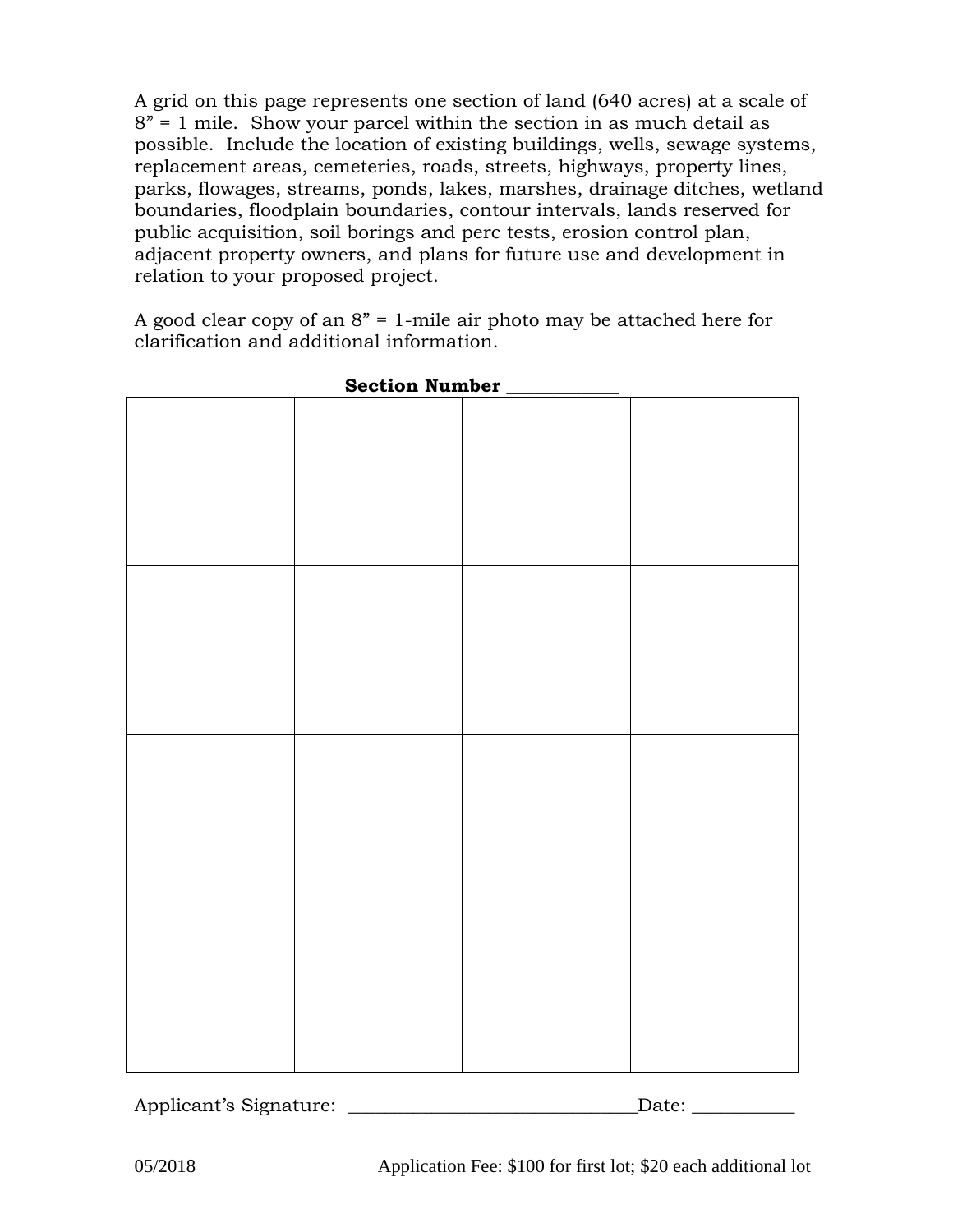A grid on this page represents one section of land (640 acres) at a scale of 8" = 1 mile. Show your parcel within the section in as much detail as possible. Include the location of existing buildings, wells, sewage systems, replacement areas, cemeteries, roads, streets, highways, property lines, parks, flowages, streams, ponds, lakes, marshes, drainage ditches, wetland boundaries, floodplain boundaries, contour intervals, lands reserved for public acquisition, soil borings and perc tests, erosion control plan, adjacent property owners, and plans for future use and development in relation to your proposed project.

A good clear copy of an 8" = 1-mile air photo may be attached here for clarification and additional information.

**Section Number ____________**

| | | | |
|---|---|---|---|
| | | | |
| | | | |
| | | | |
| | | | |

Applicant's Signature: ______________________________Date: ___________

05/2018 Application Fee: $100 for first lot; $20 each additional lot